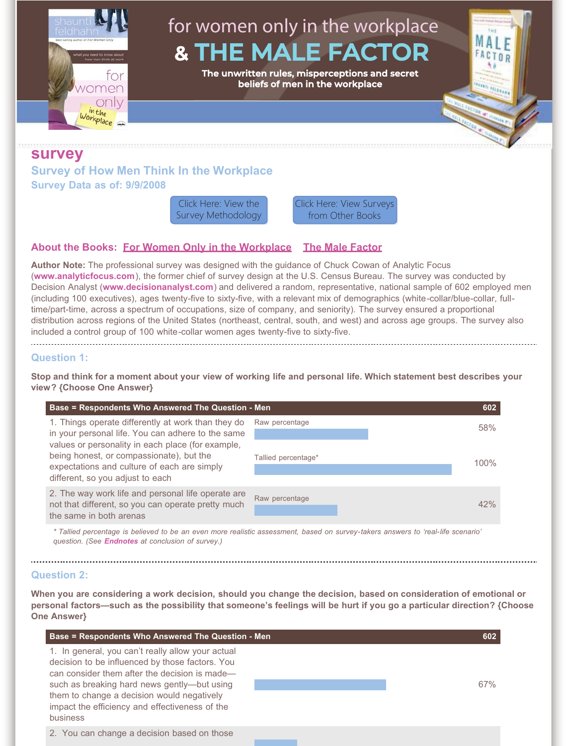# for women only in the workplace & THE MALE FACTOR

**The unwritten rules, misperceptions and secret beliefs of men in the workplace**

## survey

### Survey of How Men Think In the Workplace

**Survey Data as of: 9/9/2008**

Click Here: View the Survey Methodology

Click Here: View Surveys from Other Books

**About the Books:** For Women Only in the Workplace | The Male Factor

**Author Note:** The professional survey was designed with the guidance of Chuck Cowan of Analytic Focus (**www.analyticfocus.com**), the former chief of survey design at the U.S. Census Bureau. The survey was conducted by Decision Analyst (**www.decisionanalyst.com**) and delivered a random, representative, national sample of 602 employed men (including 100 executives), ages twenty-five to sixty-five, with a relevant mix of demographics (white-collar/blue-collar, full-time/part-time, across a spectrum of occupations, size of company, and seniority). The survey ensured a proportional distribution across regions of the United States (northeast, central, south, and west) and across age groups. The survey also included a control group of 100 white-collar women ages twenty-five to sixty-five.

---

### Question 1:

**Stop and think for a moment about your view of working life and personal life. Which statement best describes your view? {Choose One Answer}**

| Base = Respondents Who Answered The Question - Men | | 602 |
|---|---|---|
| 1. Things operate differently at work than they do in your personal life. You can adhere to the same values or personality in each place (for example, being honest, or compassionate), but the expectations and culture of each are simply different, so you adjust to each | Raw percentage | 58% |
| | Tallied percentage* | 100% |
| 2. The way work life and personal life operate are not that different, so you can operate pretty much the same in both arenas | Raw percentage | 42% |

*\* Tallied percentage is believed to be an even more realistic assessment, based on survey-takers answers to 'real-life scenario' question. (See **Endnotes** at conclusion of survey.)*

---

### Question 2:

**When you are considering a work decision, should you change the decision, based on consideration of emotional or personal factors—such as the possibility that someone's feelings will be hurt if you go a particular direction? {Choose One Answer}**

| Base = Respondents Who Answered The Question - Men | 602 |
|---|---|
| 1. In general, you can't really allow your actual decision to be influenced by those factors. You can consider them after the decision is made—such as breaking hard news gently—but using them to change a decision would negatively impact the efficiency and effectiveness of the business | 67% |
| 2. You can change a decision based on those | |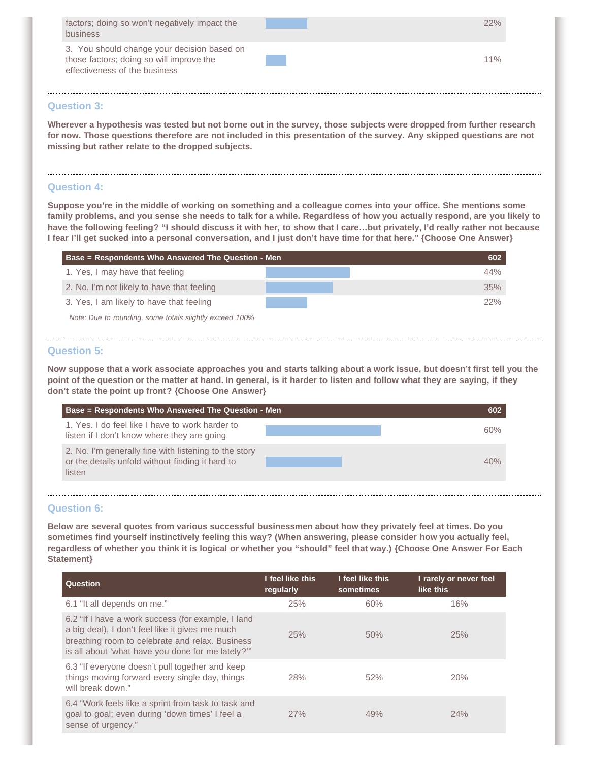| | |
|---|---|
| factors; doing so won't negatively impact the business | 22% |
| 3. You should change your decision based on those factors; doing so will improve the effectiveness of the business | 11% |

### Question 3:

**Wherever a hypothesis was tested but not borne out in the survey, those subjects were dropped from further research for now. Those questions therefore are not included in this presentation of the survey. Any skipped questions are not missing but rather relate to the dropped subjects.**

### Question 4:

**Suppose you're in the middle of working on something and a colleague comes into your office. She mentions some family problems, and you sense she needs to talk for a while. Regardless of how you actually respond, are you likely to have the following feeling? "I should discuss it with her, to show that I care…but privately, I'd really rather not because I fear I'll get sucked into a personal conversation, and I just don't have time for that here." {Choose One Answer}**

| Base = Respondents Who Answered The Question - Men | 602 |
|---|---|
| 1. Yes, I may have that feeling | 44% |
| 2. No, I'm not likely to have that feeling | 35% |
| 3. Yes, I am likely to have that feeling | 22% |

*Note: Due to rounding, some totals slightly exceed 100%*

### Question 5:

**Now suppose that a work associate approaches you and starts talking about a work issue, but doesn't first tell you the point of the question or the matter at hand. In general, is it harder to listen and follow what they are saying, if they don't state the point up front? {Choose One Answer}**

| Base = Respondents Who Answered The Question - Men | 602 |
|---|---|
| 1. Yes. I do feel like I have to work harder to listen if I don't know where they are going | 60% |
| 2. No. I'm generally fine with listening to the story or the details unfold without finding it hard to listen | 40% |

### Question 6:

**Below are several quotes from various successful businessmen about how they privately feel at times. Do you sometimes find yourself instinctively feeling this way? (When answering, please consider how you actually feel, regardless of whether you think it is logical or whether you "should" feel that way.) {Choose One Answer For Each Statement}**

| Question | I feel like this regularly | I feel like this sometimes | I rarely or never feel like this |
|---|---|---|---|
| 6.1 "It all depends on me." | 25% | 60% | 16% |
| 6.2 "If I have a work success (for example, I land a big deal), I don't feel like it gives me much breathing room to celebrate and relax. Business is all about 'what have you done for me lately?'" | 25% | 50% | 25% |
| 6.3 "If everyone doesn't pull together and keep things moving forward every single day, things will break down." | 28% | 52% | 20% |
| 6.4 "Work feels like a sprint from task to task and goal to goal; even during 'down times' I feel a sense of urgency." | 27% | 49% | 24% |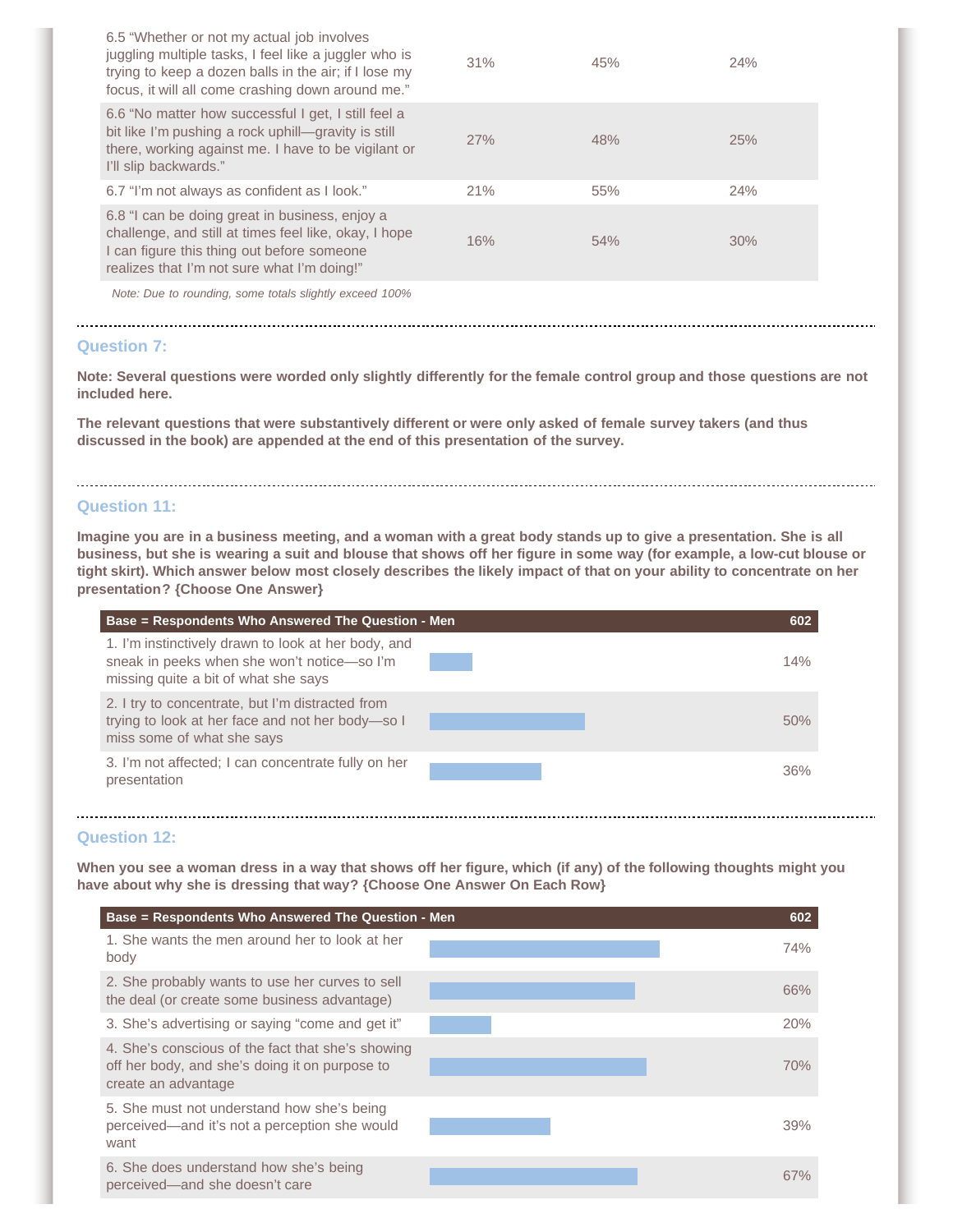| | | | |
|---|---|---|---|
| 6.5 "Whether or not my actual job involves juggling multiple tasks, I feel like a juggler who is trying to keep a dozen balls in the air; if I lose my focus, it will all come crashing down around me." | 31% | 45% | 24% |
| 6.6 "No matter how successful I get, I still feel a bit like I'm pushing a rock uphill—gravity is still there, working against me. I have to be vigilant or I'll slip backwards." | 27% | 48% | 25% |
| 6.7 "I'm not always as confident as I look." | 21% | 55% | 24% |
| 6.8 "I can be doing great in business, enjoy a challenge, and still at times feel like, okay, I hope I can figure this thing out before someone realizes that I'm not sure what I'm doing!" | 16% | 54% | 30% |

*Note: Due to rounding, some totals slightly exceed 100%*

### Question 7:

**Note: Several questions were worded only slightly differently for the female control group and those questions are not included here.**

**The relevant questions that were substantively different or were only asked of female survey takers (and thus discussed in the book) are appended at the end of this presentation of the survey.**

### Question 11:

**Imagine you are in a business meeting, and a woman with a great body stands up to give a presentation. She is all business, but she is wearing a suit and blouse that shows off her figure in some way (for example, a low-cut blouse or tight skirt). Which answer below most closely describes the likely impact of that on your ability to concentrate on her presentation? {Choose One Answer}**

| Base = Respondents Who Answered The Question - Men | 602 |
|---|---|
| 1. I'm instinctively drawn to look at her body, and sneak in peeks when she won't notice—so I'm missing quite a bit of what she says | 14% |
| 2. I try to concentrate, but I'm distracted from trying to look at her face and not her body—so I miss some of what she says | 50% |
| 3. I'm not affected; I can concentrate fully on her presentation | 36% |

### Question 12:

**When you see a woman dress in a way that shows off her figure, which (if any) of the following thoughts might you have about why she is dressing that way? {Choose One Answer On Each Row}**

| Base = Respondents Who Answered The Question - Men | 602 |
|---|---|
| 1. She wants the men around her to look at her body | 74% |
| 2. She probably wants to use her curves to sell the deal (or create some business advantage) | 66% |
| 3. She's advertising or saying "come and get it" | 20% |
| 4. She's conscious of the fact that she's showing off her body, and she's doing it on purpose to create an advantage | 70% |
| 5. She must not understand how she's being perceived—and it's not a perception she would want | 39% |
| 6. She does understand how she's being perceived—and she doesn't care | 67% |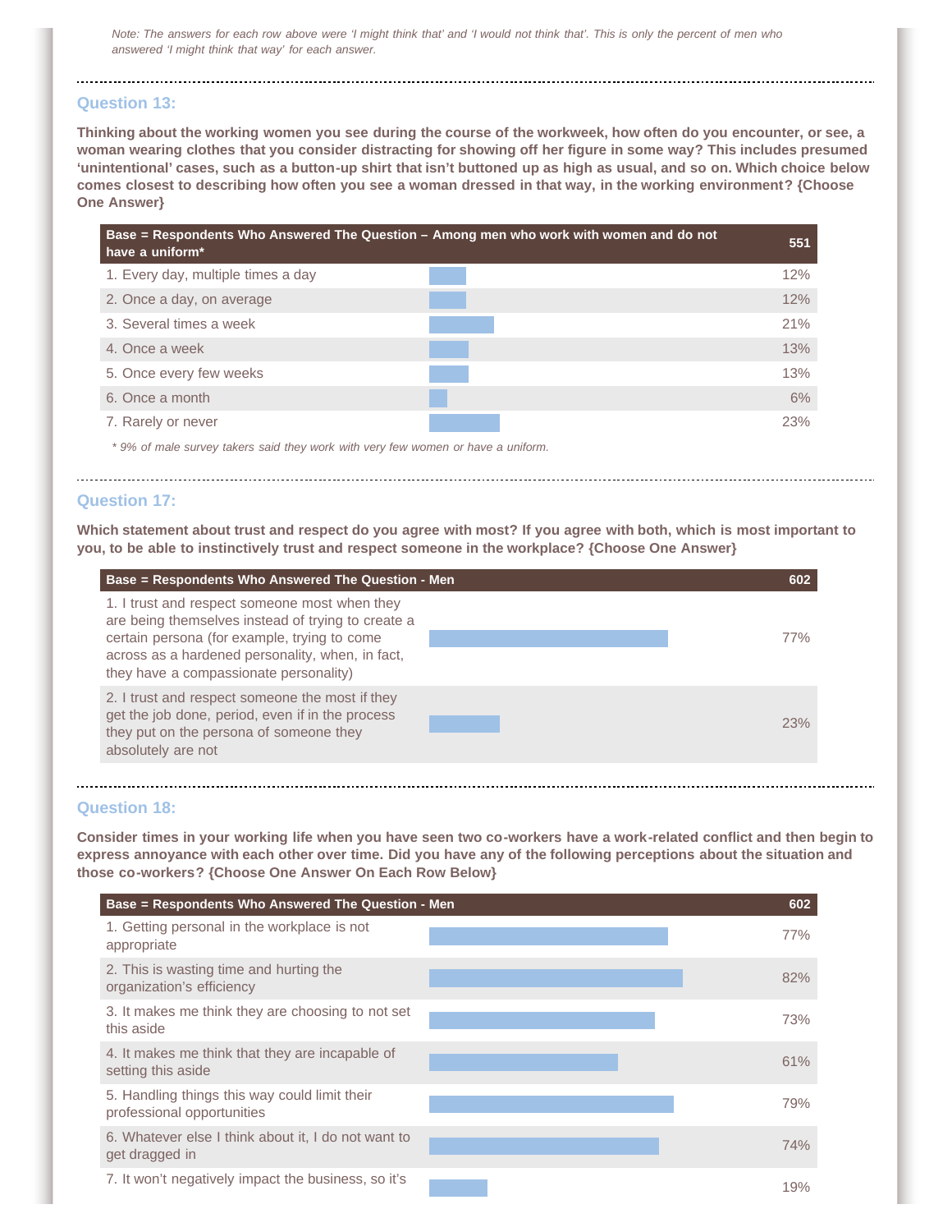*Note: The answers for each row above were 'I might think that' and 'I would not think that'. This is only the percent of men who answered 'I might think that way' for each answer.*

### Question 13:

**Thinking about the working women you see during the course of the workweek, how often do you encounter, or see, a woman wearing clothes that you consider distracting for showing off her figure in some way? This includes presumed 'unintentional' cases, such as a button-up shirt that isn't buttoned up as high as usual, and so on. Which choice below comes closest to describing how often you see a woman dressed in that way, in the working environment? {Choose One Answer}**

| Base = Respondents Who Answered The Question – Among men who work with women and do not have a uniform* | 551 |
|---|---|
| 1. Every day, multiple times a day | 12% |
| 2. Once a day, on average | 12% |
| 3. Several times a week | 21% |
| 4. Once a week | 13% |
| 5. Once every few weeks | 13% |
| 6. Once a month | 6% |
| 7. Rarely or never | 23% |

*\* 9% of male survey takers said they work with very few women or have a uniform.*

### Question 17:

**Which statement about trust and respect do you agree with most? If you agree with both, which is most important to you, to be able to instinctively trust and respect someone in the workplace? {Choose One Answer}**

| Base = Respondents Who Answered The Question - Men | 602 |
|---|---|
| 1. I trust and respect someone most when they are being themselves instead of trying to create a certain persona (for example, trying to come across as a hardened personality, when, in fact, they have a compassionate personality) | 77% |
| 2. I trust and respect someone the most if they get the job done, period, even if in the process they put on the persona of someone they absolutely are not | 23% |

### Question 18:

**Consider times in your working life when you have seen two co-workers have a work-related conflict and then begin to express annoyance with each other over time. Did you have any of the following perceptions about the situation and those co-workers? {Choose One Answer On Each Row Below}**

| Base = Respondents Who Answered The Question - Men | 602 |
|---|---|
| 1. Getting personal in the workplace is not appropriate | 77% |
| 2. This is wasting time and hurting the organization's efficiency | 82% |
| 3. It makes me think they are choosing to not set this aside | 73% |
| 4. It makes me think that they are incapable of setting this aside | 61% |
| 5. Handling things this way could limit their professional opportunities | 79% |
| 6. Whatever else I think about it, I do not want to get dragged in | 74% |
| 7. It won't negatively impact the business, so it's | 19% |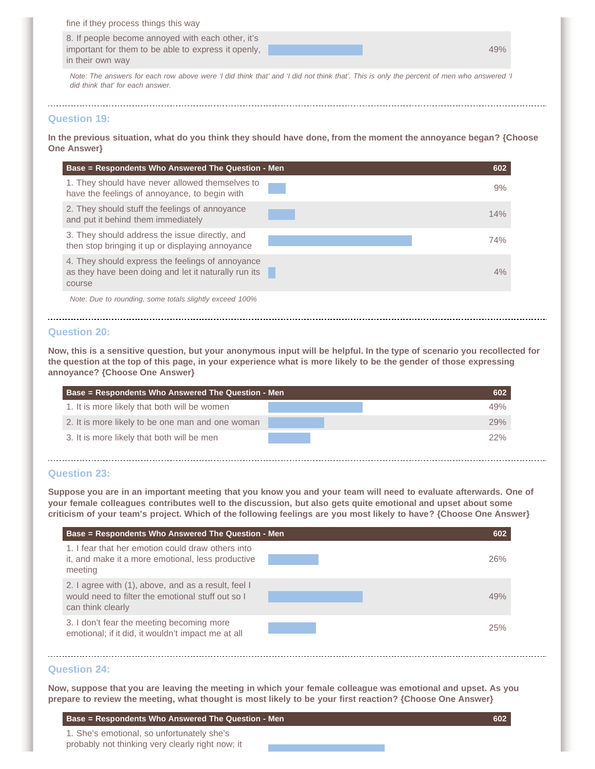| | |
|---|---|
| fine if they process things this way | |
| 8. If people become annoyed with each other, it's important for them to be able to express it openly, in their own way | 49% |

*Note: The answers for each row above were 'I did think that' and 'I did not think that'. This is only the percent of men who answered 'I did think that' for each answer.*

### Question 19:

**In the previous situation, what do you think they should have done, from the moment the annoyance began? {Choose One Answer}**

| Base = Respondents Who Answered The Question - Men | 602 |
|---|---|
| 1. They should have never allowed themselves to have the feelings of annoyance, to begin with | 9% |
| 2. They should stuff the feelings of annoyance and put it behind them immediately | 14% |
| 3. They should address the issue directly, and then stop bringing it up or displaying annoyance | 74% |
| 4. They should express the feelings of annoyance as they have been doing and let it naturally run its course | 4% |

*Note: Due to rounding, some totals slightly exceed 100%*

### Question 20:

**Now, this is a sensitive question, but your anonymous input will be helpful. In the type of scenario you recollected for the question at the top of this page, in your experience what is more likely to be the gender of those expressing annoyance? {Choose One Answer}**

| Base = Respondents Who Answered The Question - Men | 602 |
|---|---|
| 1. It is more likely that both will be women | 49% |
| 2. It is more likely to be one man and one woman | 29% |
| 3. It is more likely that both will be men | 22% |

### Question 23:

**Suppose you are in an important meeting that you know you and your team will need to evaluate afterwards. One of your female colleagues contributes well to the discussion, but also gets quite emotional and upset about some criticism of your team's project. Which of the following feelings are you most likely to have? {Choose One Answer}**

| Base = Respondents Who Answered The Question - Men | 602 |
|---|---|
| 1. I fear that her emotion could draw others into it, and make it a more emotional, less productive meeting | 26% |
| 2. I agree with (1), above, and as a result, feel I would need to filter the emotional stuff out so I can think clearly | 49% |
| 3. I don't fear the meeting becoming more emotional; if it did, it wouldn't impact me at all | 25% |

### Question 24:

**Now, suppose that you are leaving the meeting in which your female colleague was emotional and upset. As you prepare to review the meeting, what thought is most likely to be your first reaction? {Choose One Answer}**

| Base = Respondents Who Answered The Question - Men | 602 |
|---|---|
| 1. She's emotional, so unfortunately she's probably not thinking very clearly right now; it | |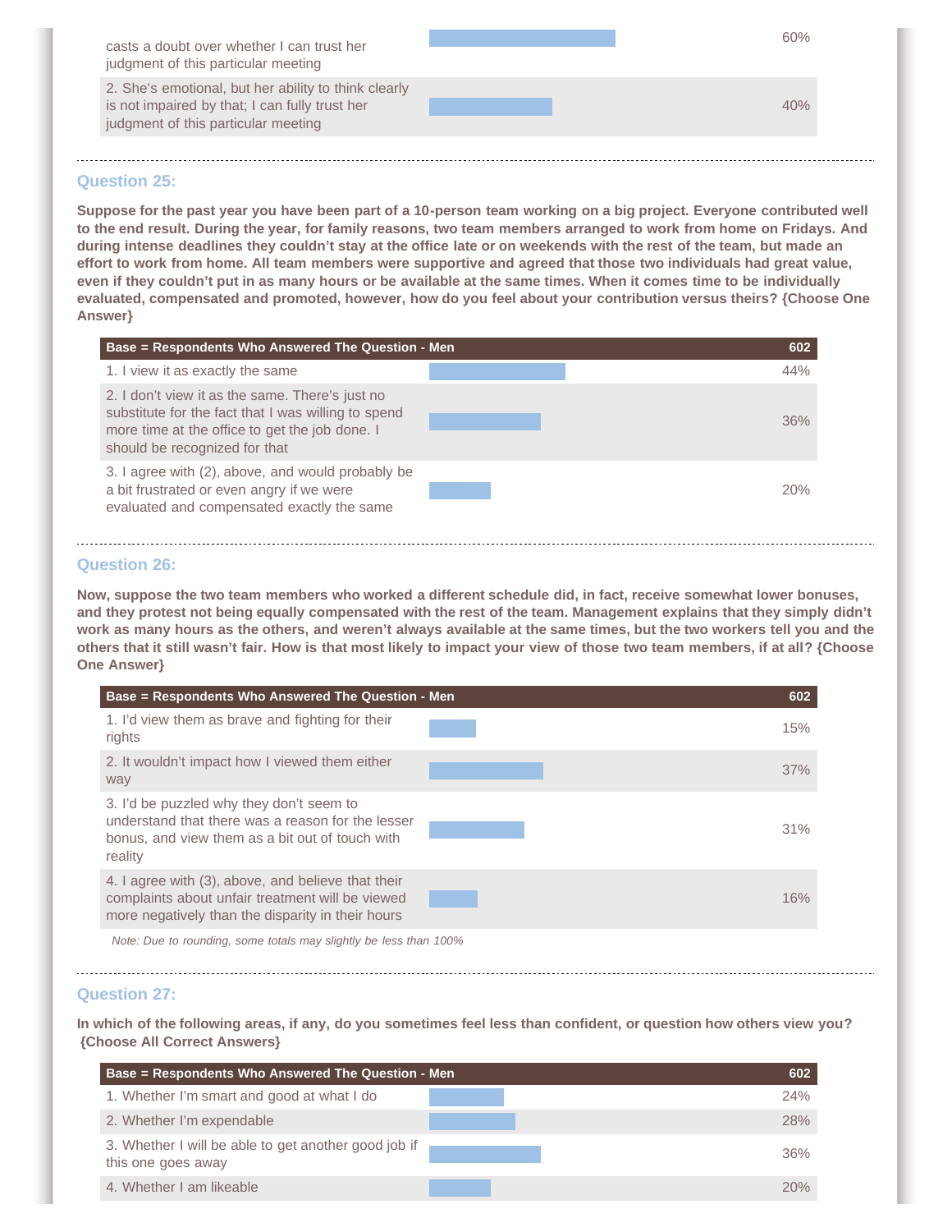| | |
|---|---|
| casts a doubt over whether I can trust her judgment of this particular meeting | 60% |
| 2. She's emotional, but her ability to think clearly is not impaired by that; I can fully trust her judgment of this particular meeting | 40% |

### Question 25:

**Suppose for the past year you have been part of a 10-person team working on a big project. Everyone contributed well to the end result. During the year, for family reasons, two team members arranged to work from home on Fridays. And during intense deadlines they couldn't stay at the office late or on weekends with the rest of the team, but made an effort to work from home. All team members were supportive and agreed that those two individuals had great value, even if they couldn't put in as many hours or be available at the same times. When it comes time to be individually evaluated, compensated and promoted, however, how do you feel about your contribution versus theirs? {Choose One Answer}**

| Base = Respondents Who Answered The Question - Men | 602 |
|---|---|
| 1. I view it as exactly the same | 44% |
| 2. I don't view it as the same. There's just no substitute for the fact that I was willing to spend more time at the office to get the job done. I should be recognized for that | 36% |
| 3. I agree with (2), above, and would probably be a bit frustrated or even angry if we were evaluated and compensated exactly the same | 20% |

### Question 26:

**Now, suppose the two team members who worked a different schedule did, in fact, receive somewhat lower bonuses, and they protest not being equally compensated with the rest of the team. Management explains that they simply didn't work as many hours as the others, and weren't always available at the same times, but the two workers tell you and the others that it still wasn't fair. How is that most likely to impact your view of those two team members, if at all? {Choose One Answer}**

| Base = Respondents Who Answered The Question - Men | 602 |
|---|---|
| 1. I'd view them as brave and fighting for their rights | 15% |
| 2. It wouldn't impact how I viewed them either way | 37% |
| 3. I'd be puzzled why they don't seem to understand that there was a reason for the lesser bonus, and view them as a bit out of touch with reality | 31% |
| 4. I agree with (3), above, and believe that their complaints about unfair treatment will be viewed more negatively than the disparity in their hours | 16% |

*Note: Due to rounding, some totals may slightly be less than 100%*

### Question 27:

**In which of the following areas, if any, do you sometimes feel less than confident, or question how others view you? {Choose All Correct Answers}**

| Base = Respondents Who Answered The Question - Men | 602 |
|---|---|
| 1. Whether I'm smart and good at what I do | 24% |
| 2. Whether I'm expendable | 28% |
| 3. Whether I will be able to get another good job if this one goes away | 36% |
| 4. Whether I am likeable | 20% |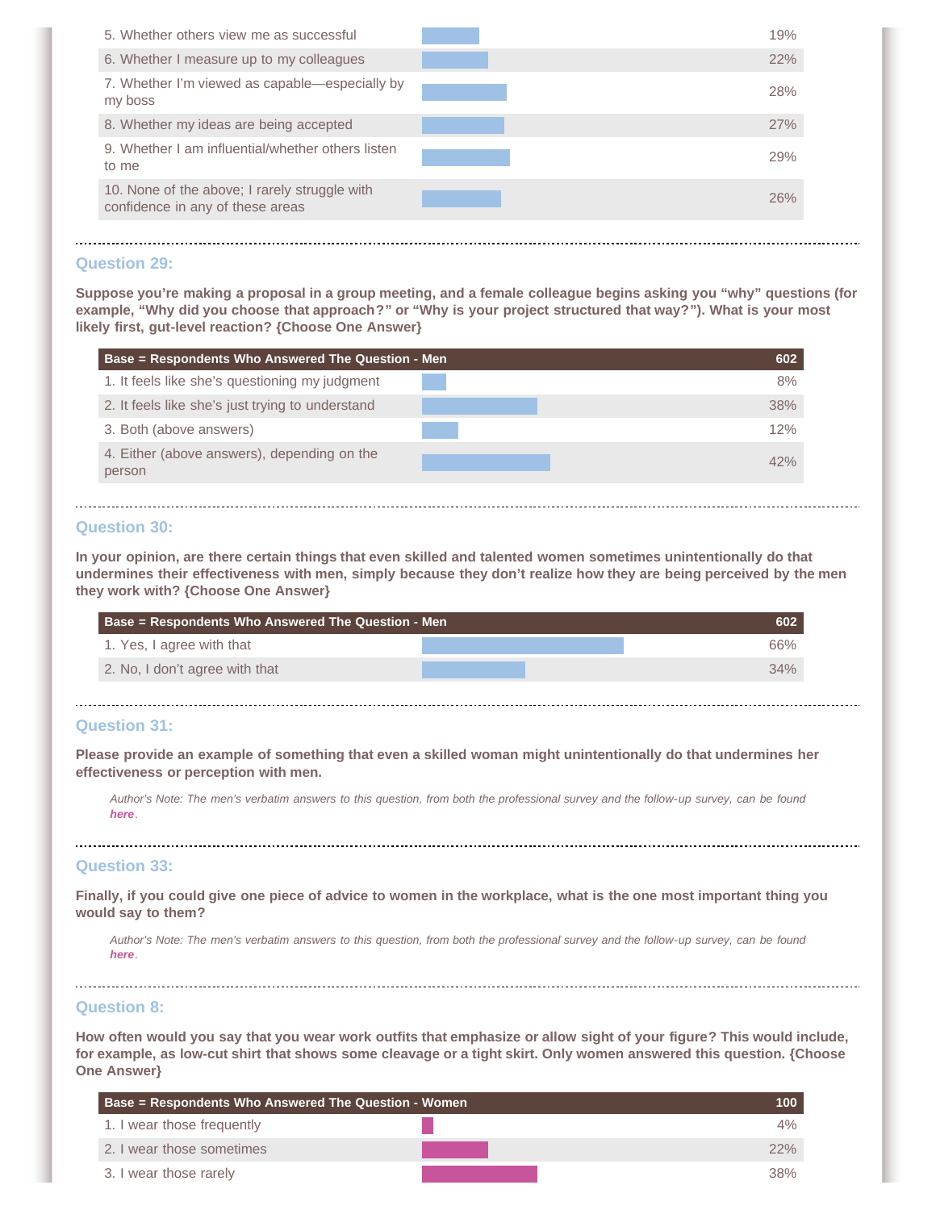| | |
|---|---|
| 5. Whether others view me as successful | 19% |
| 6. Whether I measure up to my colleagues | 22% |
| 7. Whether I'm viewed as capable—especially by my boss | 28% |
| 8. Whether my ideas are being accepted | 27% |
| 9. Whether I am influential/whether others listen to me | 29% |
| 10. None of the above; I rarely struggle with confidence in any of these areas | 26% |

### Question 29:

**Suppose you're making a proposal in a group meeting, and a female colleague begins asking you "why" questions (for example, "Why did you choose that approach?" or "Why is your project structured that way?"). What is your most likely first, gut-level reaction? {Choose One Answer}**

| Base = Respondents Who Answered The Question - Men | 602 |
|---|---|
| 1. It feels like she's questioning my judgment | 8% |
| 2. It feels like she's just trying to understand | 38% |
| 3. Both (above answers) | 12% |
| 4. Either (above answers), depending on the person | 42% |

### Question 30:

**In your opinion, are there certain things that even skilled and talented women sometimes unintentionally do that undermines their effectiveness with men, simply because they don't realize how they are being perceived by the men they work with? {Choose One Answer}**

| Base = Respondents Who Answered The Question - Men | 602 |
|---|---|
| 1. Yes, I agree with that | 66% |
| 2. No, I don't agree with that | 34% |

### Question 31:

**Please provide an example of something that even a skilled woman might unintentionally do that undermines her effectiveness or perception with men.**

*Author's Note: The men's verbatim answers to this question, from both the professional survey and the follow-up survey, can be found **here**.*

### Question 33:

**Finally, if you could give one piece of advice to women in the workplace, what is the one most important thing you would say to them?**

*Author's Note: The men's verbatim answers to this question, from both the professional survey and the follow-up survey, can be found **here**.*

### Question 8:

**How often would you say that you wear work outfits that emphasize or allow sight of your figure? This would include, for example, as low-cut shirt that shows some cleavage or a tight skirt. Only women answered this question. {Choose One Answer}**

| Base = Respondents Who Answered The Question - Women | 100 |
|---|---|
| 1. I wear those frequently | 4% |
| 2. I wear those sometimes | 22% |
| 3. I wear those rarely | 38% |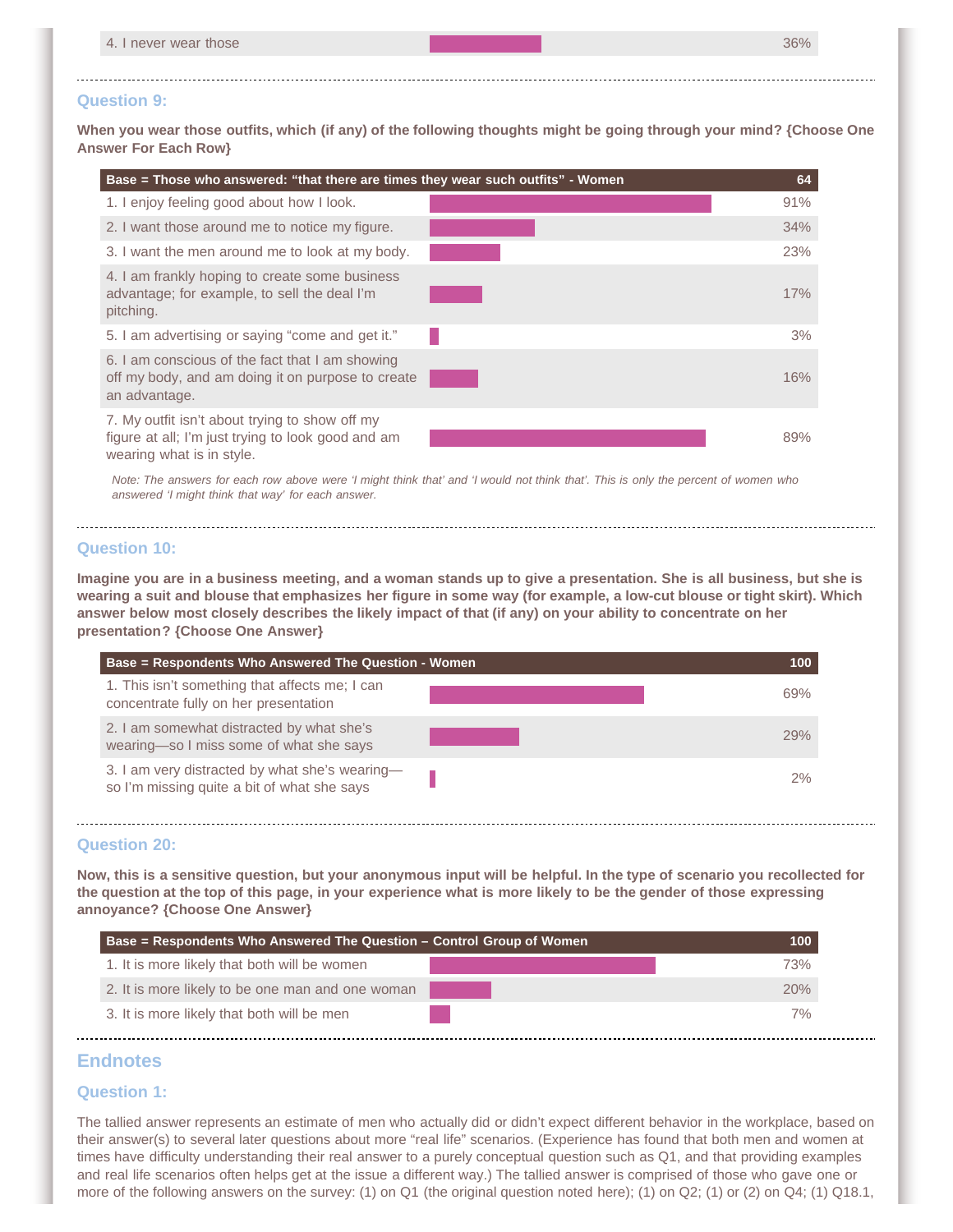| 4. I never wear those | 36% |
|---|---|

### Question 9:

**When you wear those outfits, which (if any) of the following thoughts might be going through your mind? {Choose One Answer For Each Row}**

| Base = Those who answered: "that there are times they wear such outfits" - Women | 64 |
|---|---|
| 1. I enjoy feeling good about how I look. | 91% |
| 2. I want those around me to notice my figure. | 34% |
| 3. I want the men around me to look at my body. | 23% |
| 4. I am frankly hoping to create some business advantage; for example, to sell the deal I'm pitching. | 17% |
| 5. I am advertising or saying "come and get it." | 3% |
| 6. I am conscious of the fact that I am showing off my body, and am doing it on purpose to create an advantage. | 16% |
| 7. My outfit isn't about trying to show off my figure at all; I'm just trying to look good and am wearing what is in style. | 89% |

*Note: The answers for each row above were 'I might think that' and 'I would not think that'. This is only the percent of women who answered 'I might think that way' for each answer.*

### Question 10:

**Imagine you are in a business meeting, and a woman stands up to give a presentation. She is all business, but she is wearing a suit and blouse that emphasizes her figure in some way (for example, a low-cut blouse or tight skirt). Which answer below most closely describes the likely impact of that (if any) on your ability to concentrate on her presentation? {Choose One Answer}**

| Base = Respondents Who Answered The Question - Women | 100 |
|---|---|
| 1. This isn't something that affects me; I can concentrate fully on her presentation | 69% |
| 2. I am somewhat distracted by what she's wearing—so I miss some of what she says | 29% |
| 3. I am very distracted by what she's wearing—so I'm missing quite a bit of what she says | 2% |

### Question 20:

**Now, this is a sensitive question, but your anonymous input will be helpful. In the type of scenario you recollected for the question at the top of this page, in your experience what is more likely to be the gender of those expressing annoyance? {Choose One Answer}**

| Base = Respondents Who Answered The Question – Control Group of Women | 100 |
|---|---|
| 1. It is more likely that both will be women | 73% |
| 2. It is more likely to be one man and one woman | 20% |
| 3. It is more likely that both will be men | 7% |

## Endnotes

### Question 1:

The tallied answer represents an estimate of men who actually did or didn't expect different behavior in the workplace, based on their answer(s) to several later questions about more "real life" scenarios. (Experience has found that both men and women at times have difficulty understanding their real answer to a purely conceptual question such as Q1, and that providing examples and real life scenarios often helps get at the issue a different way.) The tallied answer is comprised of those who gave one or more of the following answers on the survey: (1) on Q1 (the original question noted here); (1) on Q2; (1) or (2) on Q4; (1) Q18.1,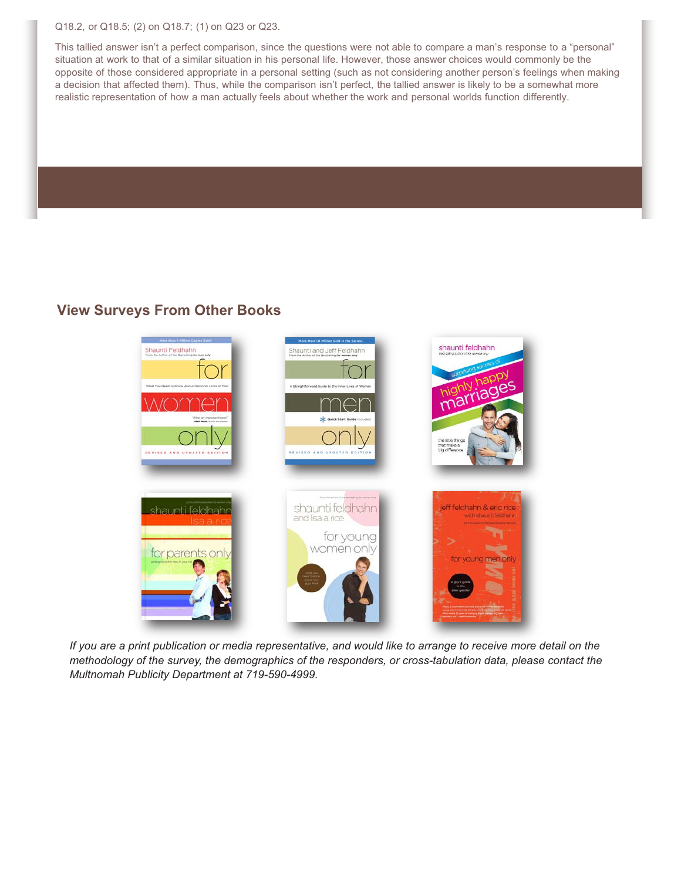Q18.2, or Q18.5; (2) on Q18.7; (1) on Q23 or Q23.

This tallied answer isn't a perfect comparison, since the questions were not able to compare a man's response to a "personal" situation at work to that of a similar situation in his personal life. However, those answer choices would commonly be the opposite of those considered appropriate in a personal setting (such as not considering another person's feelings when making a decision that affected them). Thus, while the comparison isn't perfect, the tallied answer is likely to be a somewhat more realistic representation of how a man actually feels about whether the work and personal worlds function differently.

## View Surveys From Other Books

*If you are a print publication or media representative, and would like to arrange to receive more detail on the methodology of the survey, the demographics of the responders, or cross-tabulation data, please contact the Multnomah Publicity Department at 719-590-4999.*